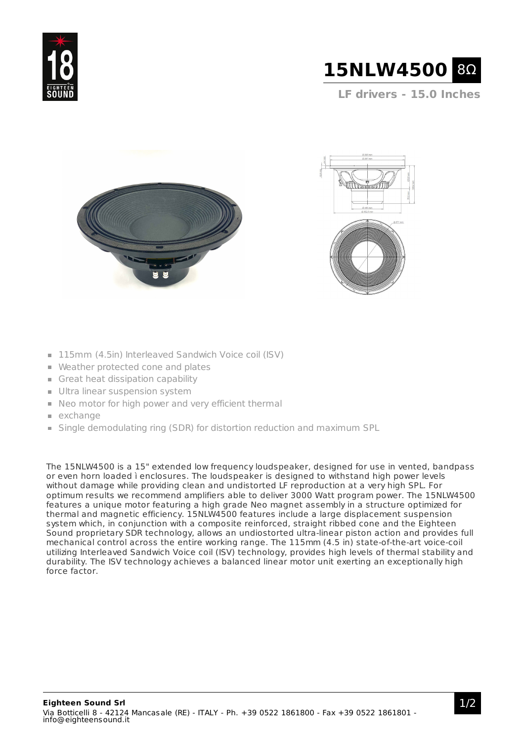# 15NLW4500 8Ω

## LF drivers - 15.0 Inches

- 115mm (4.5in) Interleaved Sandwich Voice coil (ISV)
- Weather protected cone and plates
- Great heat dissipation capability
- Ultra linear suspension system
- Neo motor for high power and very efficient thermal
- exchange
- Single demodulating ring (SDR) for distortion reduction and maximum SPL

The 15NLW4500 is a 15" extended low frequency loudspeaker, designed for use in vented, bandpass or even horn loaded ì enclosures. The loudspeaker is designed to withstand high power levels without damage while providing clean and undistorted LF reproduction at a very high SPL. For optimum results we recommend amplifiers able to deliver 3000 Watt program power. The 15NLW4500 features a unique motor featuring a high grade Neo magnet assembly in a structure optimized for thermal and magnetic efficiency. 15NLW4500 features include a large displacement suspension system which, in conjunction with a composite reinforced, straight ribbed cone and the Eighteen Sound proprietary SDR technology, allows an undiostorted ultra-linear piston action and provides full mechanical control across the entire working range. The 115mm (4.5 in) state-of-the-art voice-coil utilizing Interleaved Sandwich Voice coil (ISV) technology, provides high levels of thermal stability and durability. The ISV technology achieves a balanced linear motor unit exerting an exceptionally high force factor.

**Eighteen Sound Srl**
Via Botticelli 8 - 42124 Mancasale (RE) - ITALY - Ph. +39 0522 1861800 - Fax +39 0522 1861801 - info@eighteensound.it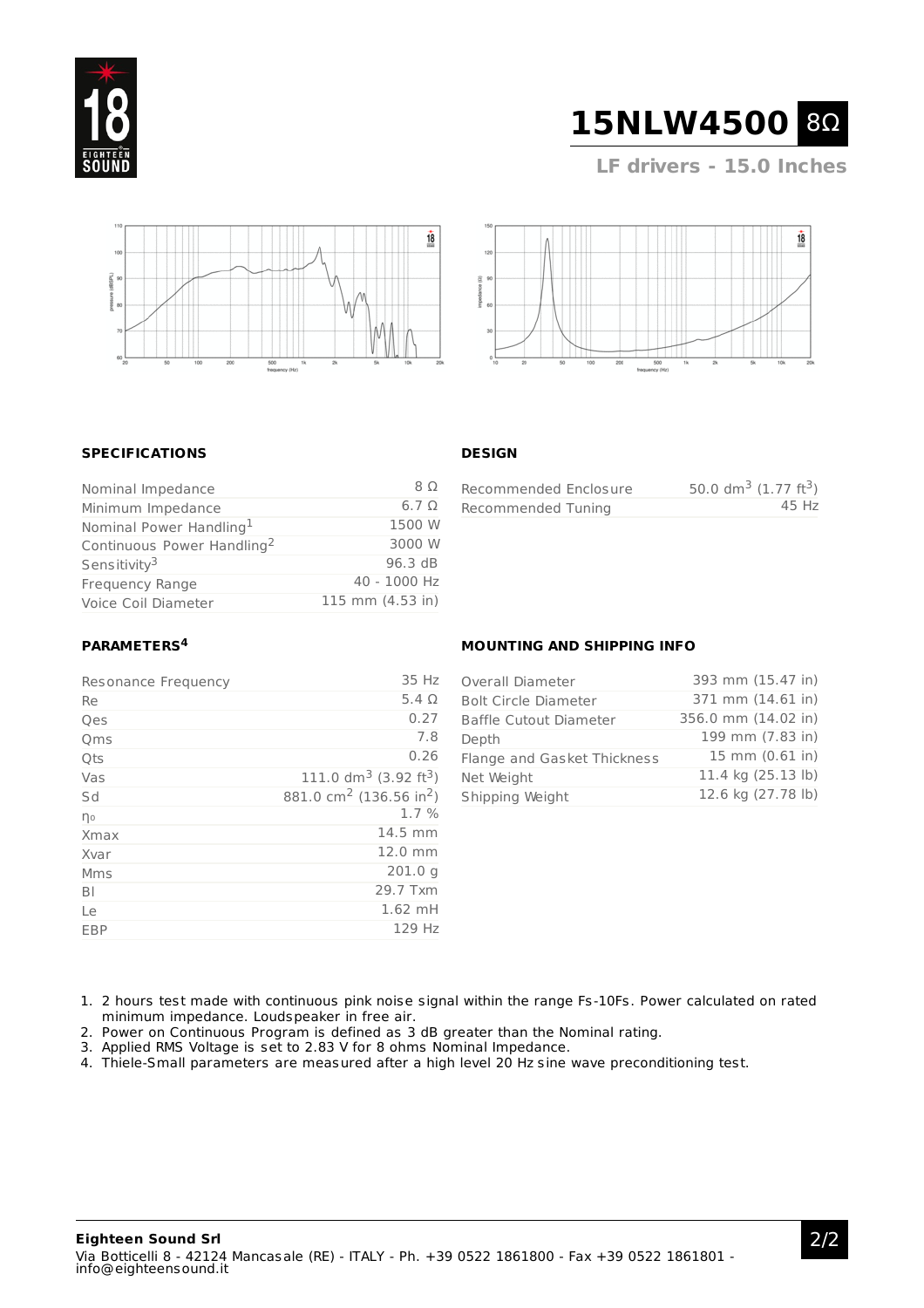# 15NLW4500 8Ω

## LF drivers - 15.0 Inches

110
100
90
80
70
60
pressure (dBSPL)
20 50 100 200 500 1k 2k 5k 10k 20k
frequency (Hz)

150
120
90
60
30
0
impedance (Ω)
10 20 50 100 200 500 1k 2k 5k 10k 20k
frequency (Hz)

### SPECIFICATIONS

| | |
|---|---|
| Nominal Impedance | 8 Ω |
| Minimum Impedance | 6.7 Ω |
| Nominal Power Handling[1] | 1500 W |
| Continuous Power Handling[2] | 3000 W |
| Sensitivity[3] | 96.3 dB |
| Frequency Range | 40 - 1000 Hz |
| Voice Coil Diameter | 115 mm (4.53 in) |

### DESIGN

| | |
|---|---|
| Recommended Enclosure | 50.0 $dm^3$ (1.77 $ft^3$) |
| Recommended Tuning | 45 Hz |

### PARAMETERS[4]

| | |
|---|---|
| Resonance Frequency | 35 Hz |
| Re | 5.4 Ω |
| Qes | 0.27 |
| Qms | 7.8 |
| Qts | 0.26 |
| Vas | 111.0 $dm^3$ (3.92 $ft^3$) |
| Sd | 881.0 $cm^2$ (136.56 $in^2$) |
| $\eta_0$ | 1.7 % |
| Xmax | 14.5 mm |
| Xvar | 12.0 mm |
| Mms | 201.0 g |
| Bl | 29.7 Txm |
| Le | 1.62 mH |
| EBP | 129 Hz |

### MOUNTING AND SHIPPING INFO

| | |
|---|---|
| Overall Diameter | 393 mm (15.47 in) |
| Bolt Circle Diameter | 371 mm (14.61 in) |
| Baffle Cutout Diameter | 356.0 mm (14.02 in) |
| Depth | 199 mm (7.83 in) |
| Flange and Gasket Thickness | 15 mm (0.61 in) |
| Net Weight | 11.4 kg (25.13 lb) |
| Shipping Weight | 12.6 kg (27.78 lb) |

1. 2 hours test made with continuous pink noise signal within the range Fs-10Fs. Power calculated on rated minimum impedance. Loudspeaker in free air.
2. Power on Continuous Program is defined as 3 dB greater than the Nominal rating.
3. Applied RMS Voltage is set to 2.83 V for 8 ohms Nominal Impedance.
4. Thiele-Small parameters are measured after a high level 20 Hz sine wave preconditioning test.

**Eighteen Sound Srl**
Via Botticelli 8 - 42124 Mancasale (RE) - ITALY - Ph. +39 0522 1861800 - Fax +39 0522 1861801 - info@eighteensound.it